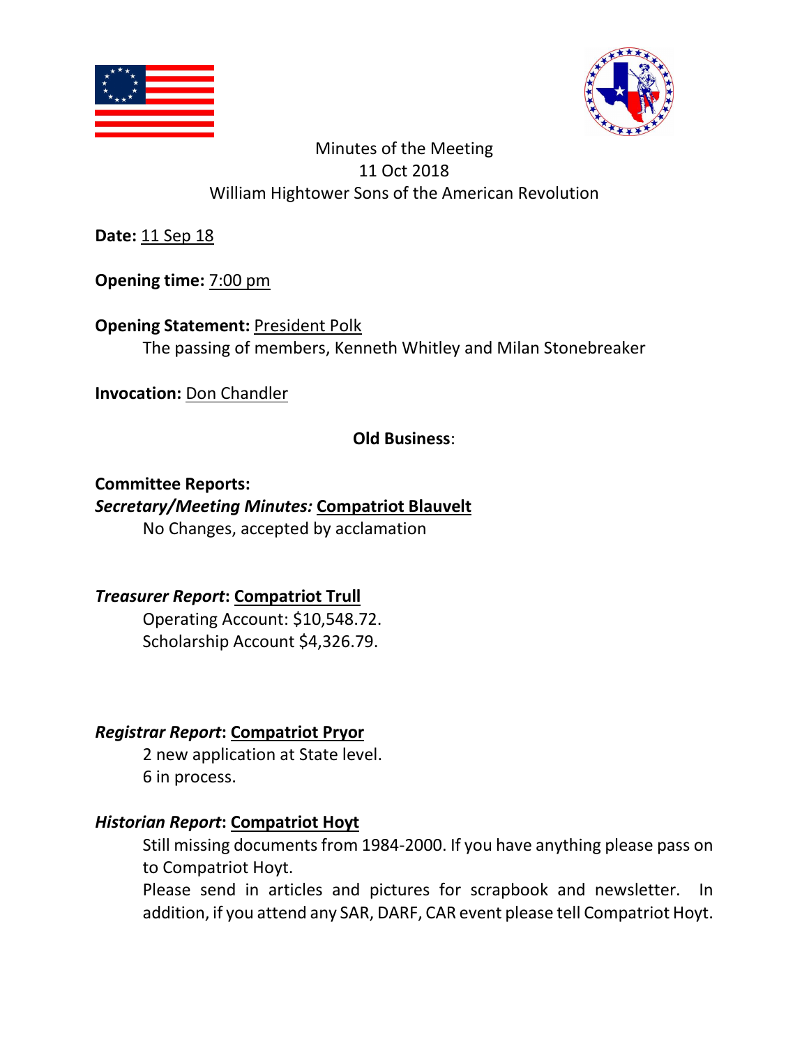Minutes of the Meeting
11 Oct 2018
William Hightower Sons of the American Revolution

**Date:** 11 Sep 18

**Opening time:** 7:00 pm

**Opening Statement:** President Polk

The passing of members, Kenneth Whitley and Milan Stonebreaker

**Invocation:** Don Chandler

**Old Business**:

**Committee Reports:**

***Secretary/Meeting Minutes:* Compatriot Blauvelt**

No Changes, accepted by acclamation

***Treasurer Report*: Compatriot Trull**

Operating Account: $10,548.72.
Scholarship Account $4,326.79.

***Registrar Report*: Compatriot Pryor**

2 new application at State level.
6 in process.

***Historian Report*: Compatriot Hoyt**

Still missing documents from 1984-2000. If you have anything please pass on to Compatriot Hoyt.

Please send in articles and pictures for scrapbook and newsletter. In addition, if you attend any SAR, DARF, CAR event please tell Compatriot Hoyt.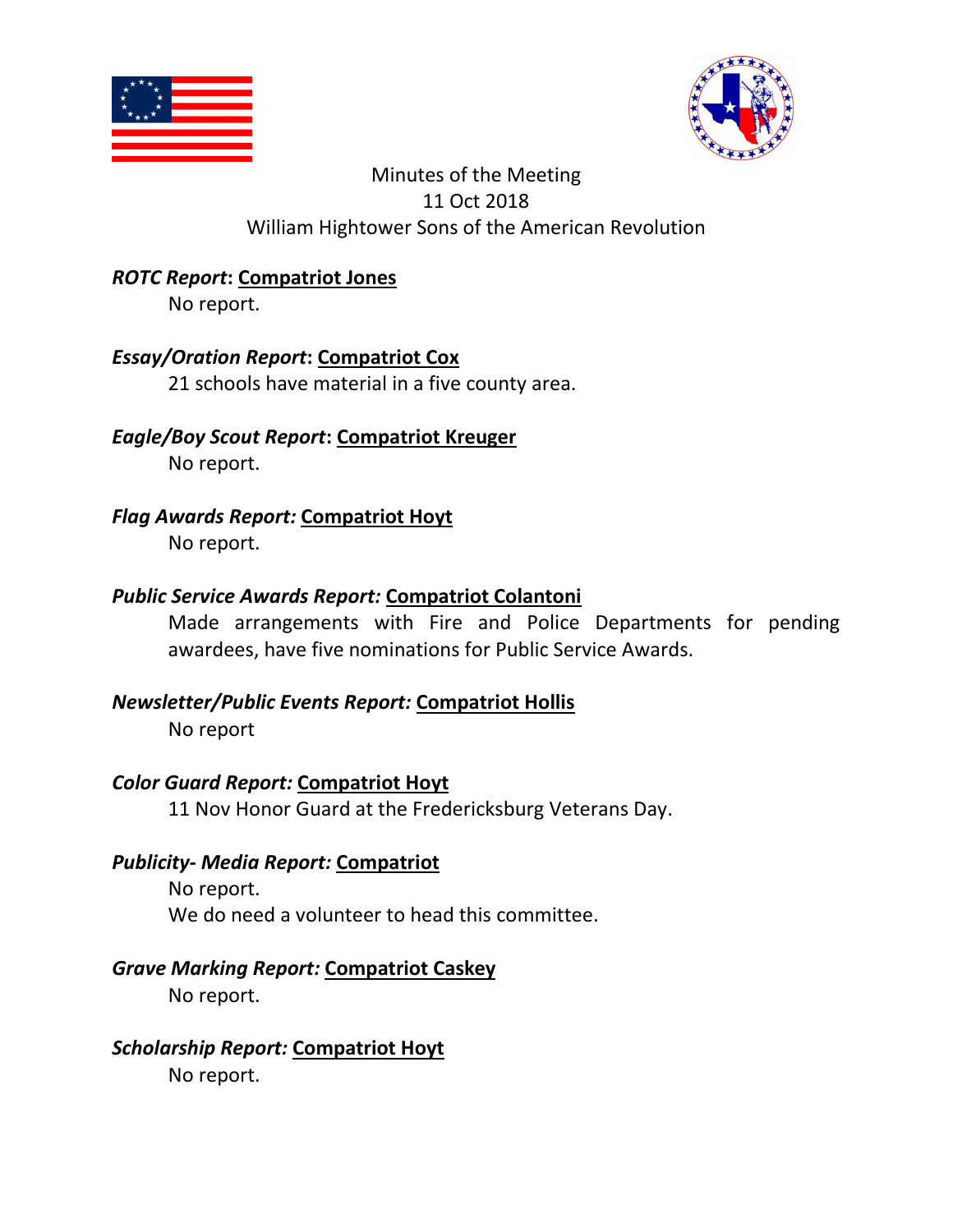Minutes of the Meeting
11 Oct 2018
William Hightower Sons of the American Revolution

***ROTC Report*: Compatriot Jones**

No report.

***Essay/Oration Report*: Compatriot Cox**

21 schools have material in a five county area.

***Eagle/Boy Scout Report*: Compatriot Kreuger**

No report.

***Flag Awards Report:* Compatriot Hoyt**

No report.

***Public Service Awards Report:* Compatriot Colantoni**

Made arrangements with Fire and Police Departments for pending awardees, have five nominations for Public Service Awards.

***Newsletter/Public Events Report:* Compatriot Hollis**

No report

***Color Guard Report:* Compatriot Hoyt**

11 Nov Honor Guard at the Fredericksburg Veterans Day.

***Publicity- Media Report:* Compatriot**

No report.
We do need a volunteer to head this committee.

***Grave Marking Report:* Compatriot Caskey**

No report.

***Scholarship Report:* Compatriot Hoyt**

No report.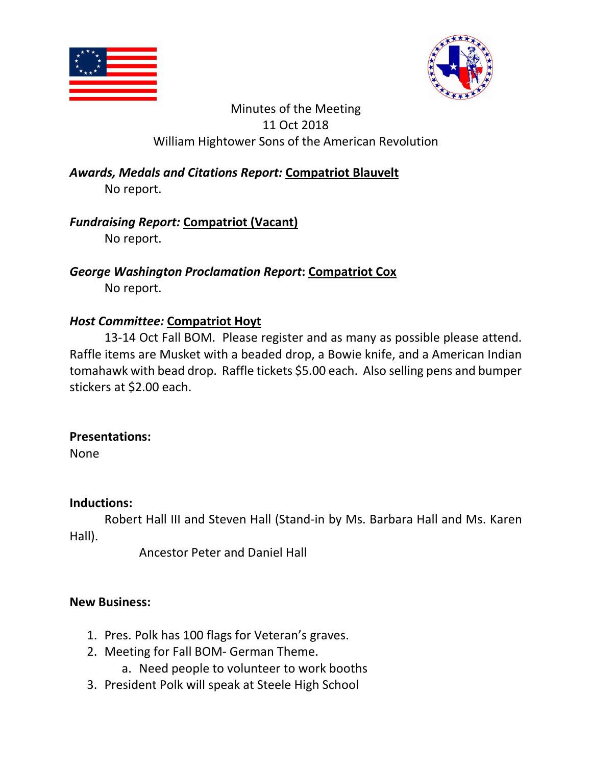Minutes of the Meeting
11 Oct 2018
William Hightower Sons of the American Revolution

***Awards, Medals and Citations Report:*** **Compatriot Blauvelt**

No report.

***Fundraising Report:*** **Compatriot (Vacant)**

No report.

***George Washington Proclamation Report*****:** **Compatriot Cox**

No report.

***Host Committee:*** **Compatriot Hoyt**

13-14 Oct Fall BOM. Please register and as many as possible please attend. Raffle items are Musket with a beaded drop, a Bowie knife, and a American Indian tomahawk with bead drop. Raffle tickets $5.00 each. Also selling pens and bumper stickers at $2.00 each.

**Presentations:**

None

**Inductions:**

Robert Hall III and Steven Hall (Stand-in by Ms. Barbara Hall and Ms. Karen Hall).

Ancestor Peter and Daniel Hall

**New Business:**

1. Pres. Polk has 100 flags for Veteran's graves.
2. Meeting for Fall BOM- German Theme.
    a. Need people to volunteer to work booths
3. President Polk will speak at Steele High School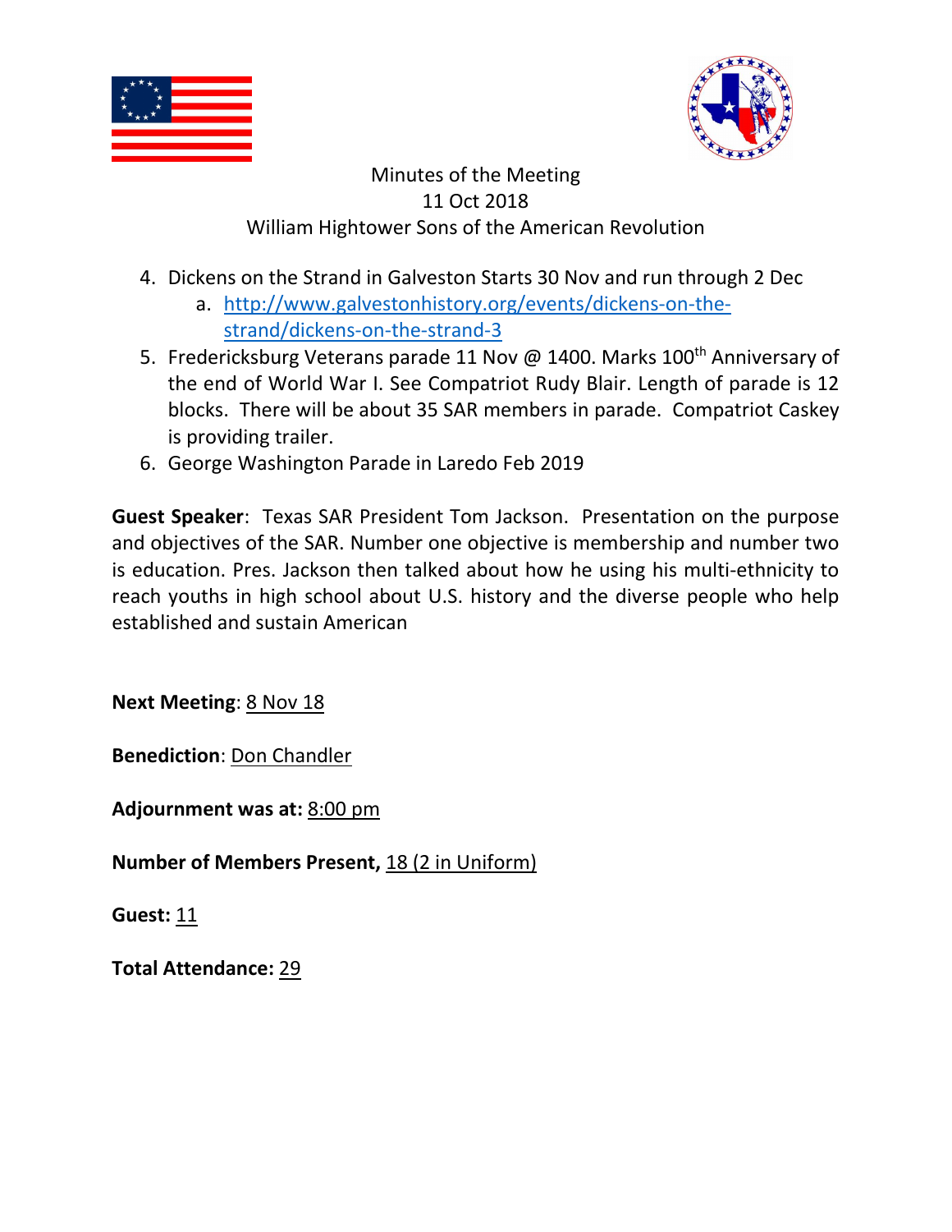Minutes of the Meeting
11 Oct 2018
William Hightower Sons of the American Revolution

4. Dickens on the Strand in Galveston Starts 30 Nov and run through 2 Dec
   a. http://www.galvestonhistory.org/events/dickens-on-the-strand/dickens-on-the-strand-3
5. Fredericksburg Veterans parade 11 Nov @ 1400. Marks 100th Anniversary of the end of World War I. See Compatriot Rudy Blair. Length of parade is 12 blocks. There will be about 35 SAR members in parade. Compatriot Caskey is providing trailer.
6. George Washington Parade in Laredo Feb 2019

**Guest Speaker**: Texas SAR President Tom Jackson. Presentation on the purpose and objectives of the SAR. Number one objective is membership and number two is education. Pres. Jackson then talked about how he using his multi-ethnicity to reach youths in high school about U.S. history and the diverse people who help established and sustain American

**Next Meeting**: 8 Nov 18

**Benediction**: Don Chandler

**Adjournment was at:** 8:00 pm

**Number of Members Present,** 18 (2 in Uniform)

**Guest:** 11

**Total Attendance:** 29